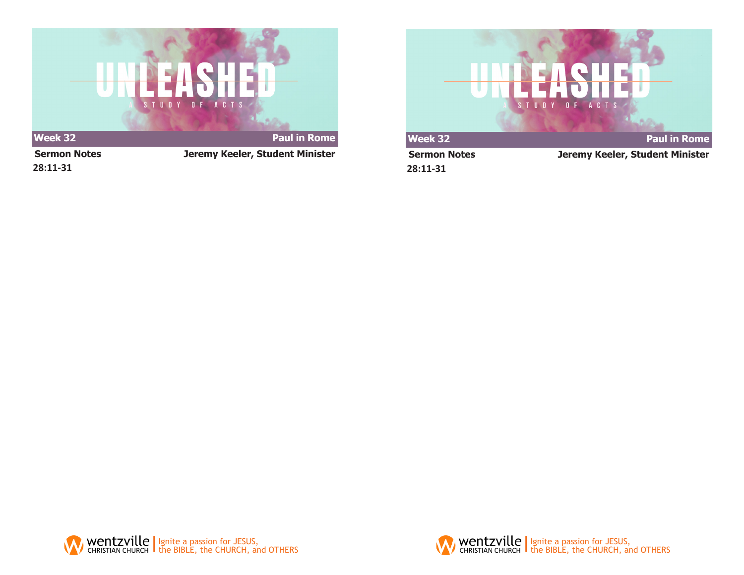# UNLEASHED

A STUDY OF ACTS

**Week 32** **Paul in Rome**

**Sermon Notes** **Jeremy Keeler, Student Minister**

**28:11-31**

wentzville CHRISTIAN CHURCH | Ignite a passion for JESUS, the BIBLE, the CHURCH, and OTHERS

# UNLEASHED

A STUDY OF ACTS

**Week 32** **Paul in Rome**

**Sermon Notes** **Jeremy Keeler, Student Minister**

**28:11-31**

wentzville CHRISTIAN CHURCH | Ignite a passion for JESUS, the BIBLE, the CHURCH, and OTHERS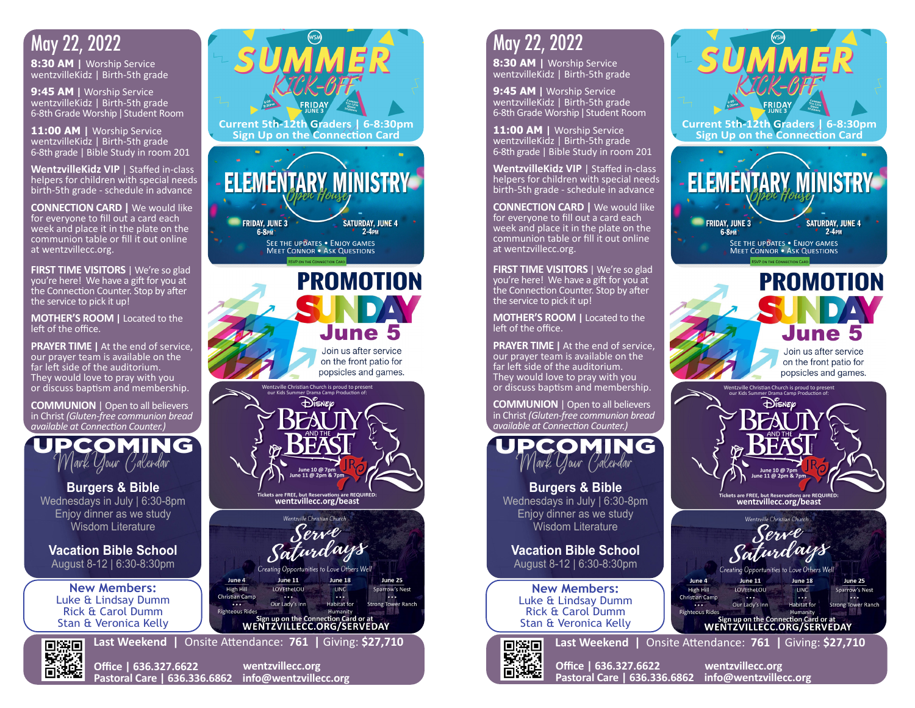# May 22, 2022

**8:30 AM |** Worship Service
wentzvilleKidz | Birth-5th grade

**9:45 AM |** Worship Service
wentzvilleKidz | Birth-5th grade
6-8th Grade Worship | Student Room

**11:00 AM |** Worship Service
wentzvilleKidz | Birth-5th grade
6-8th grade | Bible Study in room 201

**WentzvilleKidz VIP** | Staffed in-class helpers for children with special needs birth-5th grade - schedule in advance

**CONNECTION CARD |** We would like for everyone to fill out a card each week and place it in the plate on the communion table or fill it out online at wentzvillecc.org.

**FIRST TIME VISITORS** | We're so glad you're here! We have a gift for you at the Connection Counter. Stop by after the service to pick it up!

**MOTHER'S ROOM** | Located to the left of the office.

**PRAYER TIME |** At the end of service, our prayer team is available on the far left side of the auditorium. They would love to pray with you or discuss baptism and membership.

**COMMUNION** | Open to all believers in Christ *(Gluten-free communion bread available at Connection Counter.)*

## UPCOMING
*Mark Your Calendar*

**Burgers & Bible**
Wednesdays in July | 6:30-8pm
Enjoy dinner as we study Wisdom Literature

**Vacation Bible School**
August 8-12 | 6:30-8:30pm

**New Members:**
Luke & Lindsay Dumm
Rick & Carol Dumm
Stan & Veronica Kelly

## SUMMER KICK-OFF
FRIDAY JUNE 3
Current 5th-12th Graders | 6-8:30pm
Sign Up on the Connection Card

## ELEMENTARY MINISTRY
*Open House*
FRIDAY, JUNE 3 6-8PM
SATURDAY, JUNE 4 2-4PM
See the updates • Enjoy games
Meet Connor • Ask questions
RSVP on the Connection Card

## PROMOTION SUNDAY
**June 5**
Join us after service on the front patio for popsicles and games.

Wentzville Christian Church is proud to present our Kids Summer Drama Camp Production of:

## Disney BEAUTY AND THE BEAST JR.
June 10 @ 7pm
June 11 @ 2pm & 7pm
Tickets are FREE, but Reservations are REQUIRED:
wentzvillecc.org/beast

Wentzville Christian Church
## Serve Saturdays
*Creating Opportunities to Love Others Well*

| June 4 | June 11 | June 18 | June 25 |
|---|---|---|---|
| High Hill Christian Camp • • • Righteous Rides | LOVEtheLOU • • • Our Lady's Inn | LINC • • • Habitat for Humanity | Sparrow's Nest • • • Strong Tower Ranch |

Sign up on the Connection Card or at
WENTZVILLECC.ORG/SERVEDAY

**Last Weekend** | Onsite Attendance: **761** | Giving: **$27,710**

**Office | 636.327.6622**
**Pastoral Care | 636.336.6862**
**wentzvillecc.org**
**info@wentzvillecc.org**